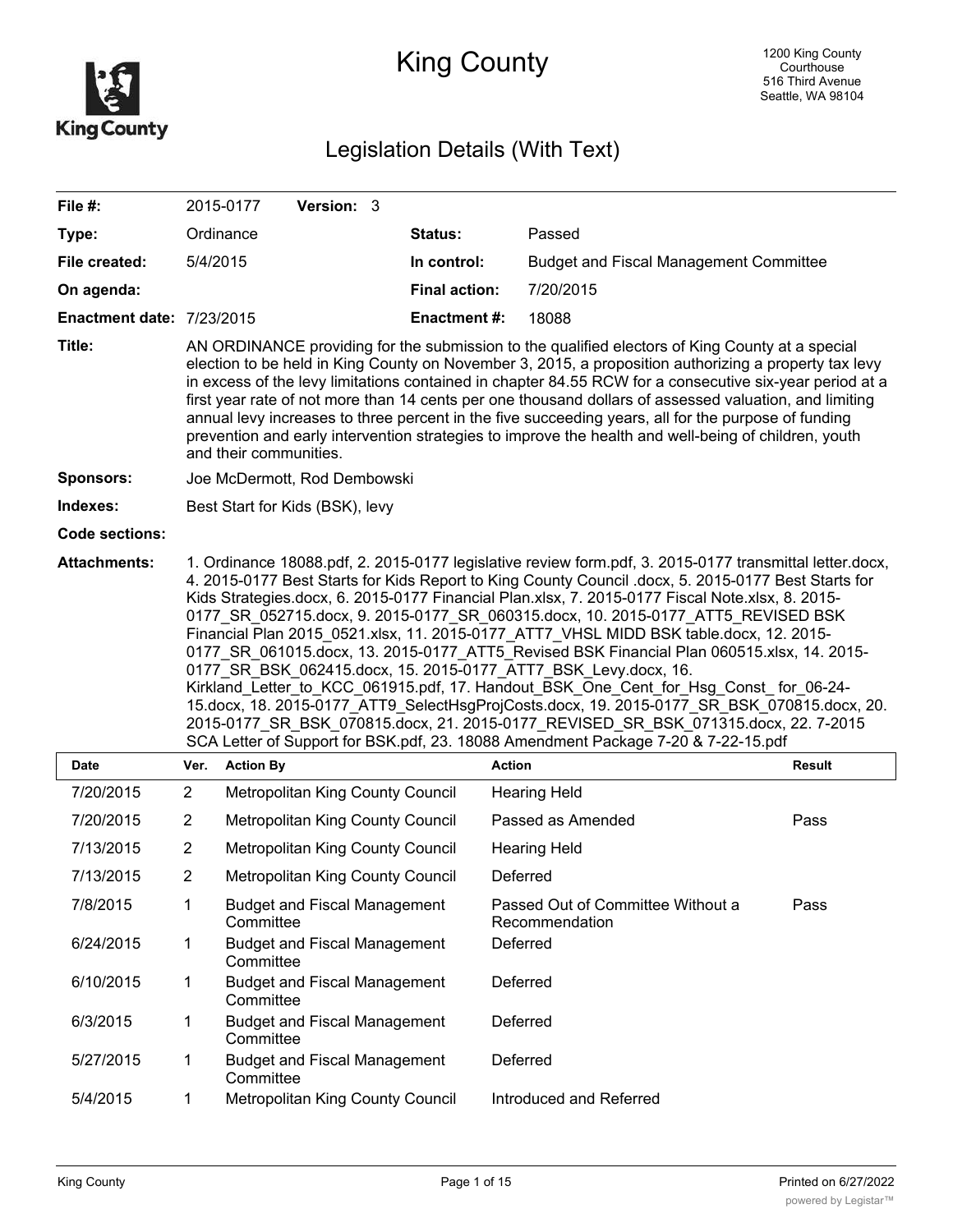# King County

1200 King County Courthouse
516 Third Avenue
Seattle, WA 98104

## Legislation Details (With Text)

| | | | |
|---|---|---|---|
| **File #:** | 2015-0177 **Version:** 3 | | |
| **Type:** | Ordinance | **Status:** | Passed |
| **File created:** | 5/4/2015 | **In control:** | Budget and Fiscal Management Committee |
| **On agenda:** | | **Final action:** | 7/20/2015 |
| **Enactment date:** | 7/23/2015 | **Enactment #:** | 18088 |

**Title:** AN ORDINANCE providing for the submission to the qualified electors of King County at a special election to be held in King County on November 3, 2015, a proposition authorizing a property tax levy in excess of the levy limitations contained in chapter 84.55 RCW for a consecutive six-year period at a first year rate of not more than 14 cents per one thousand dollars of assessed valuation, and limiting annual levy increases to three percent in the five succeeding years, all for the purpose of funding prevention and early intervention strategies to improve the health and well-being of children, youth and their communities.

**Sponsors:** Joe McDermott, Rod Dembowski

**Indexes:** Best Start for Kids (BSK), levy

**Code sections:**

**Attachments:** 1. Ordinance 18088.pdf, 2. 2015-0177 legislative review form.pdf, 3. 2015-0177 transmittal letter.docx, 4. 2015-0177 Best Starts for Kids Report to King County Council .docx, 5. 2015-0177 Best Starts for Kids Strategies.docx, 6. 2015-0177 Financial Plan.xlsx, 7. 2015-0177 Fiscal Note.xlsx, 8. 2015-0177_SR_052715.docx, 9. 2015-0177_SR_060315.docx, 10. 2015-0177_ATT5_REVISED BSK Financial Plan 2015_0521.xlsx, 11. 2015-0177_ATT7_VHSL MIDD BSK table.docx, 12. 2015-0177_SR_061015.docx, 13. 2015-0177_ATT5_Revised BSK Financial Plan 060515.xlsx, 14. 2015-0177_SR_BSK_062415.docx, 15. 2015-0177_ATT7_BSK_Levy.docx, 16. Kirkland_Letter_to_KCC_061915.pdf, 17. Handout_BSK_One_Cent_for_Hsg_Const_ for_06-24-15.docx, 18. 2015-0177_ATT9_SelectHsgProjCosts.docx, 19. 2015-0177_SR_BSK_070815.docx, 20. 2015-0177_SR_BSK_070815.docx, 21. 2015-0177_REVISED_SR_BSK_071315.docx, 22. 7-2015 SCA Letter of Support for BSK.pdf, 23. 18088 Amendment Package 7-20 & 7-22-15.pdf

| Date | Ver. | Action By | Action | Result |
|---|---|---|---|---|
| 7/20/2015 | 2 | Metropolitan King County Council | Hearing Held | |
| 7/20/2015 | 2 | Metropolitan King County Council | Passed as Amended | Pass |
| 7/13/2015 | 2 | Metropolitan King County Council | Hearing Held | |
| 7/13/2015 | 2 | Metropolitan King County Council | Deferred | |
| 7/8/2015 | 1 | Budget and Fiscal Management Committee | Passed Out of Committee Without a Recommendation | Pass |
| 6/24/2015 | 1 | Budget and Fiscal Management Committee | Deferred | |
| 6/10/2015 | 1 | Budget and Fiscal Management Committee | Deferred | |
| 6/3/2015 | 1 | Budget and Fiscal Management Committee | Deferred | |
| 5/27/2015 | 1 | Budget and Fiscal Management Committee | Deferred | |
| 5/4/2015 | 1 | Metropolitan King County Council | Introduced and Referred | |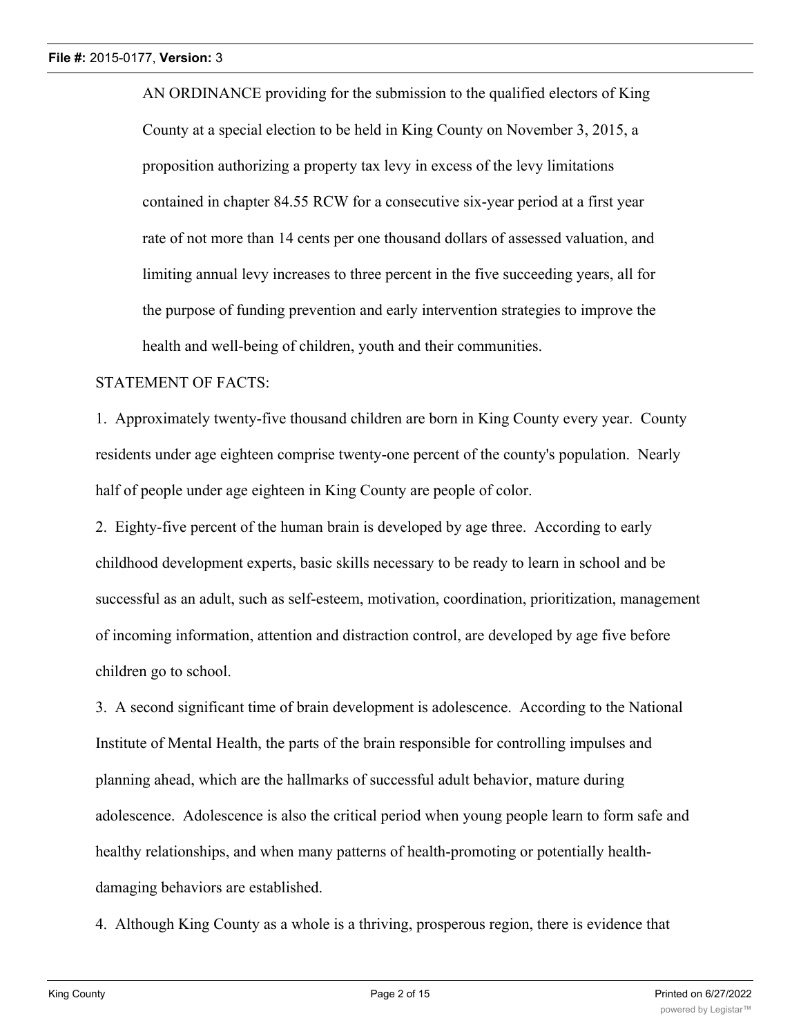AN ORDINANCE providing for the submission to the qualified electors of King County at a special election to be held in King County on November 3, 2015, a proposition authorizing a property tax levy in excess of the levy limitations contained in chapter 84.55 RCW for a consecutive six-year period at a first year rate of not more than 14 cents per one thousand dollars of assessed valuation, and limiting annual levy increases to three percent in the five succeeding years, all for the purpose of funding prevention and early intervention strategies to improve the health and well-being of children, youth and their communities.

STATEMENT OF FACTS:

1. Approximately twenty-five thousand children are born in King County every year. County residents under age eighteen comprise twenty-one percent of the county's population. Nearly half of people under age eighteen in King County are people of color.

2. Eighty-five percent of the human brain is developed by age three. According to early childhood development experts, basic skills necessary to be ready to learn in school and be successful as an adult, such as self-esteem, motivation, coordination, prioritization, management of incoming information, attention and distraction control, are developed by age five before children go to school.

3. A second significant time of brain development is adolescence. According to the National Institute of Mental Health, the parts of the brain responsible for controlling impulses and planning ahead, which are the hallmarks of successful adult behavior, mature during adolescence. Adolescence is also the critical period when young people learn to form safe and healthy relationships, and when many patterns of health-promoting or potentially health-damaging behaviors are established.

4. Although King County as a whole is a thriving, prosperous region, there is evidence that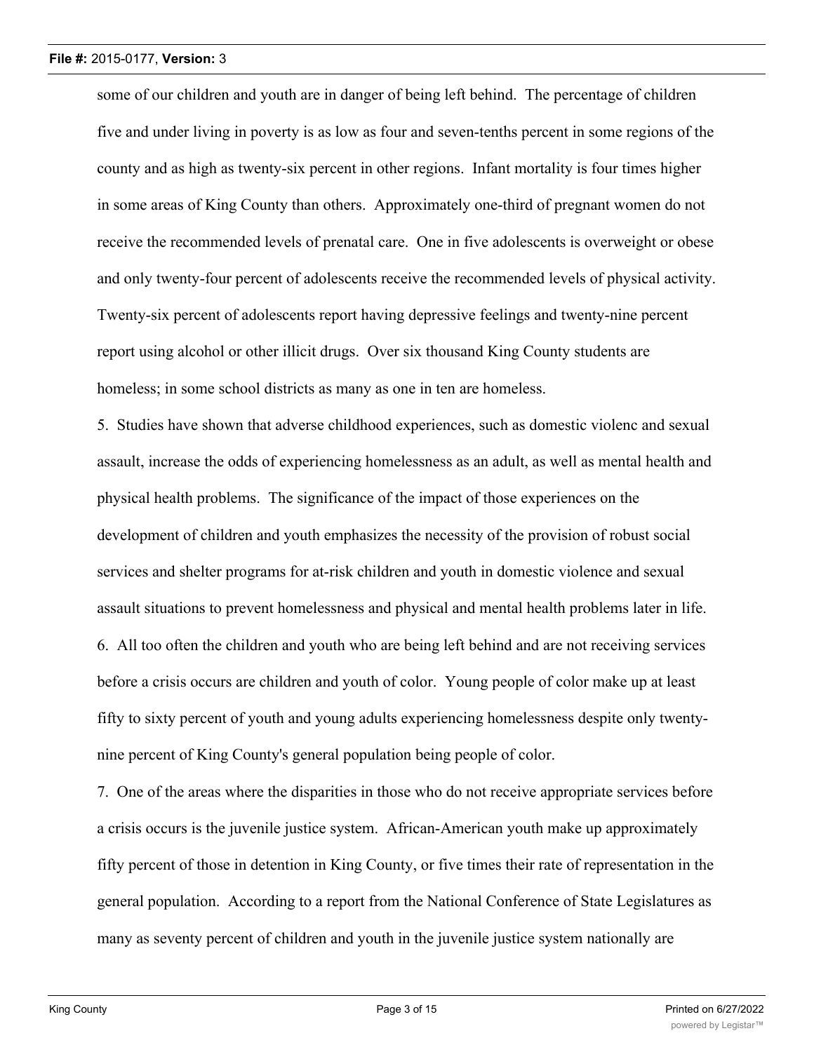some of our children and youth are in danger of being left behind. The percentage of children five and under living in poverty is as low as four and seven-tenths percent in some regions of the county and as high as twenty-six percent in other regions. Infant mortality is four times higher in some areas of King County than others. Approximately one-third of pregnant women do not receive the recommended levels of prenatal care. One in five adolescents is overweight or obese and only twenty-four percent of adolescents receive the recommended levels of physical activity. Twenty-six percent of adolescents report having depressive feelings and twenty-nine percent report using alcohol or other illicit drugs. Over six thousand King County students are homeless; in some school districts as many as one in ten are homeless.

5. Studies have shown that adverse childhood experiences, such as domestic violenc and sexual assault, increase the odds of experiencing homelessness as an adult, as well as mental health and physical health problems. The significance of the impact of those experiences on the development of children and youth emphasizes the necessity of the provision of robust social services and shelter programs for at-risk children and youth in domestic violence and sexual assault situations to prevent homelessness and physical and mental health problems later in life.

6. All too often the children and youth who are being left behind and are not receiving services before a crisis occurs are children and youth of color. Young people of color make up at least fifty to sixty percent of youth and young adults experiencing homelessness despite only twenty-nine percent of King County's general population being people of color.

7. One of the areas where the disparities in those who do not receive appropriate services before a crisis occurs is the juvenile justice system. African-American youth make up approximately fifty percent of those in detention in King County, or five times their rate of representation in the general population. According to a report from the National Conference of State Legislatures as many as seventy percent of children and youth in the juvenile justice system nationally are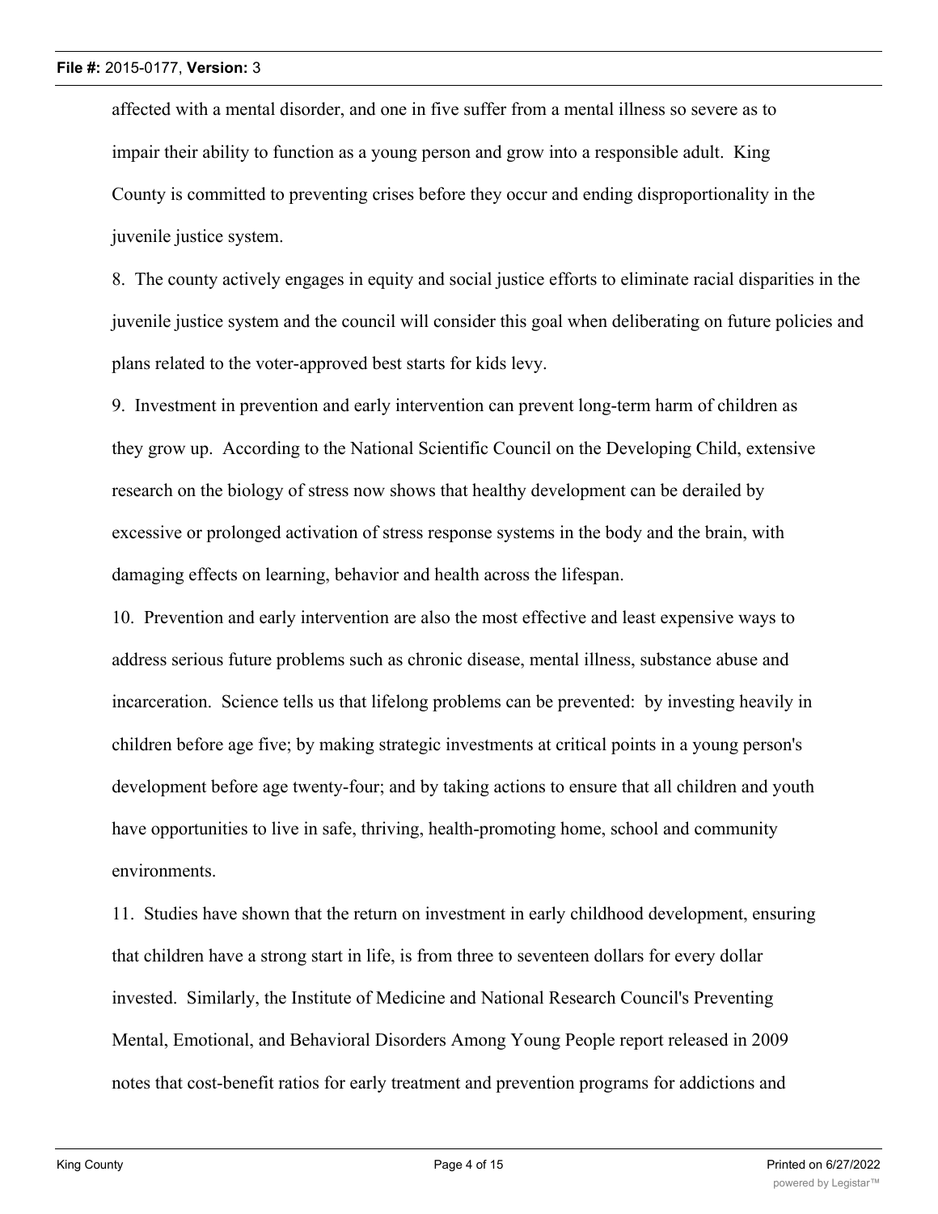affected with a mental disorder, and one in five suffer from a mental illness so severe as to impair their ability to function as a young person and grow into a responsible adult. King County is committed to preventing crises before they occur and ending disproportionality in the juvenile justice system.

8. The county actively engages in equity and social justice efforts to eliminate racial disparities in the juvenile justice system and the council will consider this goal when deliberating on future policies and plans related to the voter-approved best starts for kids levy.

9. Investment in prevention and early intervention can prevent long-term harm of children as they grow up. According to the National Scientific Council on the Developing Child, extensive research on the biology of stress now shows that healthy development can be derailed by excessive or prolonged activation of stress response systems in the body and the brain, with damaging effects on learning, behavior and health across the lifespan.

10. Prevention and early intervention are also the most effective and least expensive ways to address serious future problems such as chronic disease, mental illness, substance abuse and incarceration. Science tells us that lifelong problems can be prevented: by investing heavily in children before age five; by making strategic investments at critical points in a young person's development before age twenty-four; and by taking actions to ensure that all children and youth have opportunities to live in safe, thriving, health-promoting home, school and community environments.

11. Studies have shown that the return on investment in early childhood development, ensuring that children have a strong start in life, is from three to seventeen dollars for every dollar invested. Similarly, the Institute of Medicine and National Research Council's Preventing Mental, Emotional, and Behavioral Disorders Among Young People report released in 2009 notes that cost-benefit ratios for early treatment and prevention programs for addictions and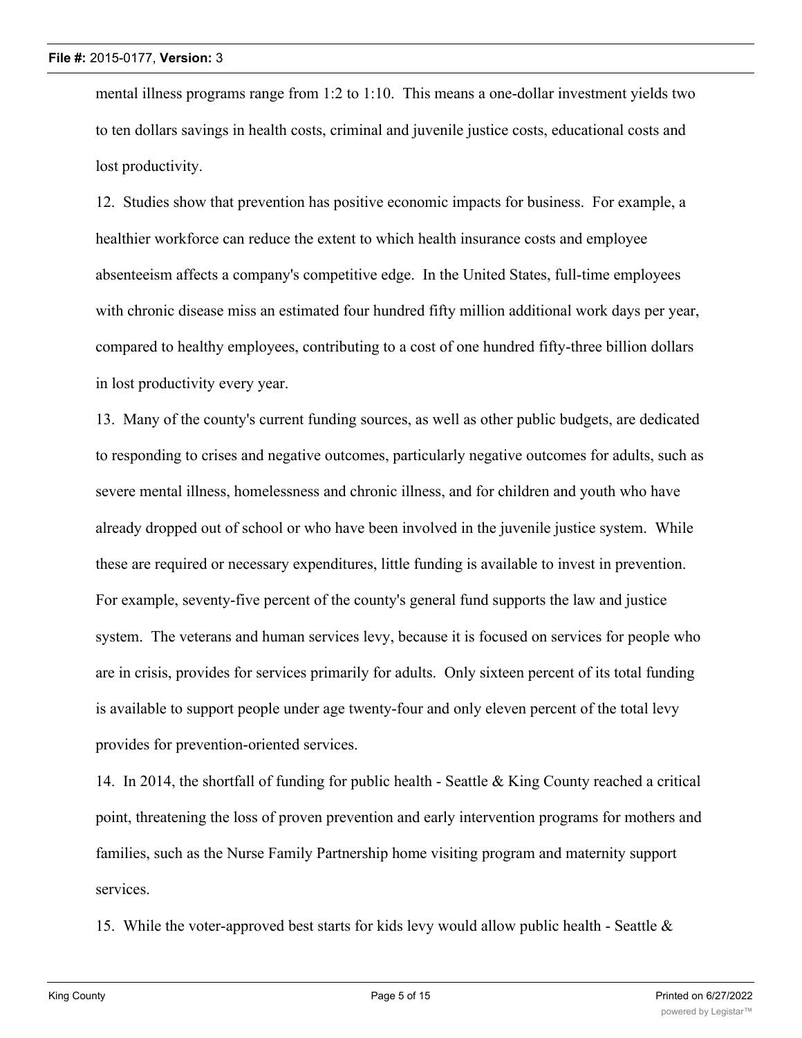mental illness programs range from 1:2 to 1:10. This means a one-dollar investment yields two to ten dollars savings in health costs, criminal and juvenile justice costs, educational costs and lost productivity.

12. Studies show that prevention has positive economic impacts for business. For example, a healthier workforce can reduce the extent to which health insurance costs and employee absenteeism affects a company's competitive edge. In the United States, full-time employees with chronic disease miss an estimated four hundred fifty million additional work days per year, compared to healthy employees, contributing to a cost of one hundred fifty-three billion dollars in lost productivity every year.

13. Many of the county's current funding sources, as well as other public budgets, are dedicated to responding to crises and negative outcomes, particularly negative outcomes for adults, such as severe mental illness, homelessness and chronic illness, and for children and youth who have already dropped out of school or who have been involved in the juvenile justice system. While these are required or necessary expenditures, little funding is available to invest in prevention. For example, seventy-five percent of the county's general fund supports the law and justice system. The veterans and human services levy, because it is focused on services for people who are in crisis, provides for services primarily for adults. Only sixteen percent of its total funding is available to support people under age twenty-four and only eleven percent of the total levy provides for prevention-oriented services.

14. In 2014, the shortfall of funding for public health - Seattle & King County reached a critical point, threatening the loss of proven prevention and early intervention programs for mothers and families, such as the Nurse Family Partnership home visiting program and maternity support services.

15. While the voter-approved best starts for kids levy would allow public health - Seattle &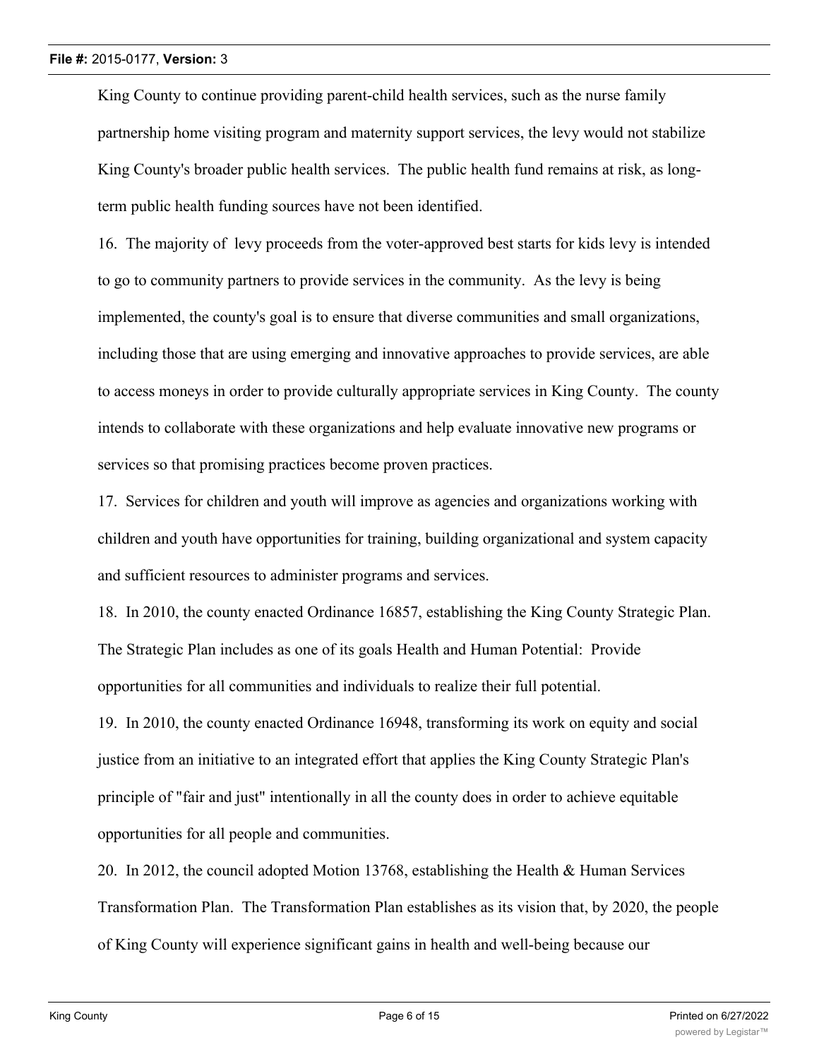King County to continue providing parent-child health services, such as the nurse family partnership home visiting program and maternity support services, the levy would not stabilize King County's broader public health services. The public health fund remains at risk, as long-term public health funding sources have not been identified.

16. The majority of levy proceeds from the voter-approved best starts for kids levy is intended to go to community partners to provide services in the community. As the levy is being implemented, the county's goal is to ensure that diverse communities and small organizations, including those that are using emerging and innovative approaches to provide services, are able to access moneys in order to provide culturally appropriate services in King County. The county intends to collaborate with these organizations and help evaluate innovative new programs or services so that promising practices become proven practices.

17. Services for children and youth will improve as agencies and organizations working with children and youth have opportunities for training, building organizational and system capacity and sufficient resources to administer programs and services.

18. In 2010, the county enacted Ordinance 16857, establishing the King County Strategic Plan. The Strategic Plan includes as one of its goals Health and Human Potential: Provide opportunities for all communities and individuals to realize their full potential.

19. In 2010, the county enacted Ordinance 16948, transforming its work on equity and social justice from an initiative to an integrated effort that applies the King County Strategic Plan's principle of "fair and just" intentionally in all the county does in order to achieve equitable opportunities for all people and communities.

20. In 2012, the council adopted Motion 13768, establishing the Health & Human Services Transformation Plan. The Transformation Plan establishes as its vision that, by 2020, the people of King County will experience significant gains in health and well-being because our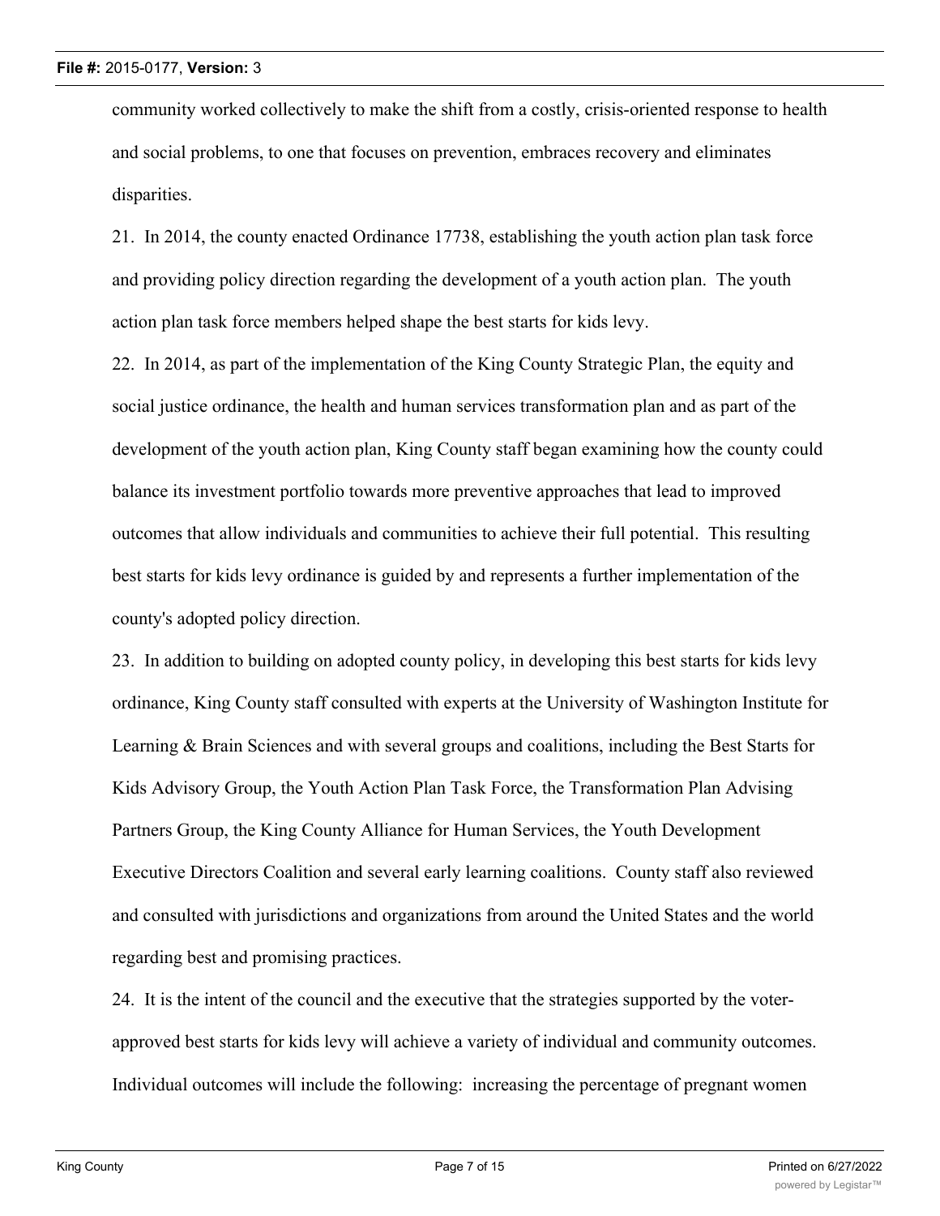community worked collectively to make the shift from a costly, crisis-oriented response to health and social problems, to one that focuses on prevention, embraces recovery and eliminates disparities.

21. In 2014, the county enacted Ordinance 17738, establishing the youth action plan task force and providing policy direction regarding the development of a youth action plan. The youth action plan task force members helped shape the best starts for kids levy.

22. In 2014, as part of the implementation of the King County Strategic Plan, the equity and social justice ordinance, the health and human services transformation plan and as part of the development of the youth action plan, King County staff began examining how the county could balance its investment portfolio towards more preventive approaches that lead to improved outcomes that allow individuals and communities to achieve their full potential. This resulting best starts for kids levy ordinance is guided by and represents a further implementation of the county's adopted policy direction.

23. In addition to building on adopted county policy, in developing this best starts for kids levy ordinance, King County staff consulted with experts at the University of Washington Institute for Learning & Brain Sciences and with several groups and coalitions, including the Best Starts for Kids Advisory Group, the Youth Action Plan Task Force, the Transformation Plan Advising Partners Group, the King County Alliance for Human Services, the Youth Development Executive Directors Coalition and several early learning coalitions. County staff also reviewed and consulted with jurisdictions and organizations from around the United States and the world regarding best and promising practices.

24. It is the intent of the council and the executive that the strategies supported by the voter-approved best starts for kids levy will achieve a variety of individual and community outcomes. Individual outcomes will include the following: increasing the percentage of pregnant women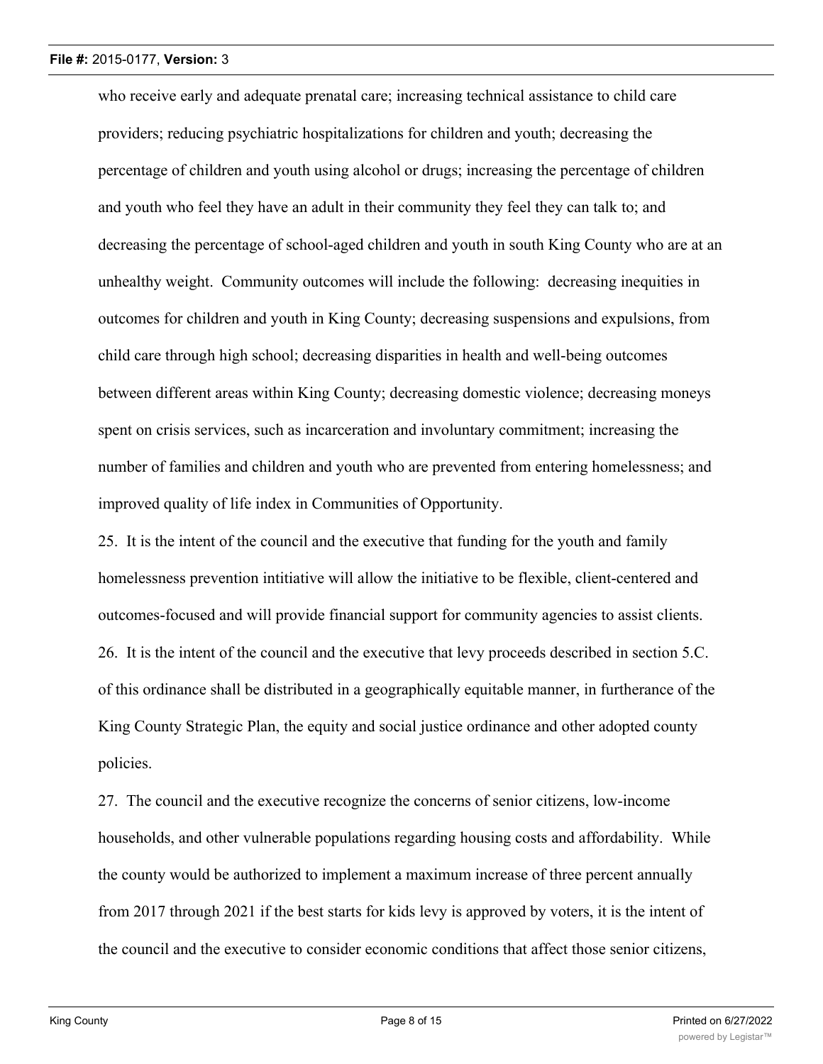who receive early and adequate prenatal care; increasing technical assistance to child care providers; reducing psychiatric hospitalizations for children and youth; decreasing the percentage of children and youth using alcohol or drugs; increasing the percentage of children and youth who feel they have an adult in their community they feel they can talk to; and decreasing the percentage of school-aged children and youth in south King County who are at an unhealthy weight.  Community outcomes will include the following:  decreasing inequities in outcomes for children and youth in King County; decreasing suspensions and expulsions, from child care through high school; decreasing disparities in health and well-being outcomes between different areas within King County; decreasing domestic violence; decreasing moneys spent on crisis services, such as incarceration and involuntary commitment; increasing the number of families and children and youth who are prevented from entering homelessness; and improved quality of life index in Communities of Opportunity.

25.  It is the intent of the council and the executive that funding for the youth and family homelessness prevention intitiative will allow the initiative to be flexible, client-centered and outcomes-focused and will provide financial support for community agencies to assist clients.

26.  It is the intent of the council and the executive that levy proceeds described in section 5.C. of this ordinance shall be distributed in a geographically equitable manner, in furtherance of the King County Strategic Plan, the equity and social justice ordinance and other adopted county policies.

27.  The council and the executive recognize the concerns of senior citizens, low-income households, and other vulnerable populations regarding housing costs and affordability.  While the county would be authorized to implement a maximum increase of three percent annually from 2017 through 2021 if the best starts for kids levy is approved by voters, it is the intent of the council and the executive to consider economic conditions that affect those senior citizens,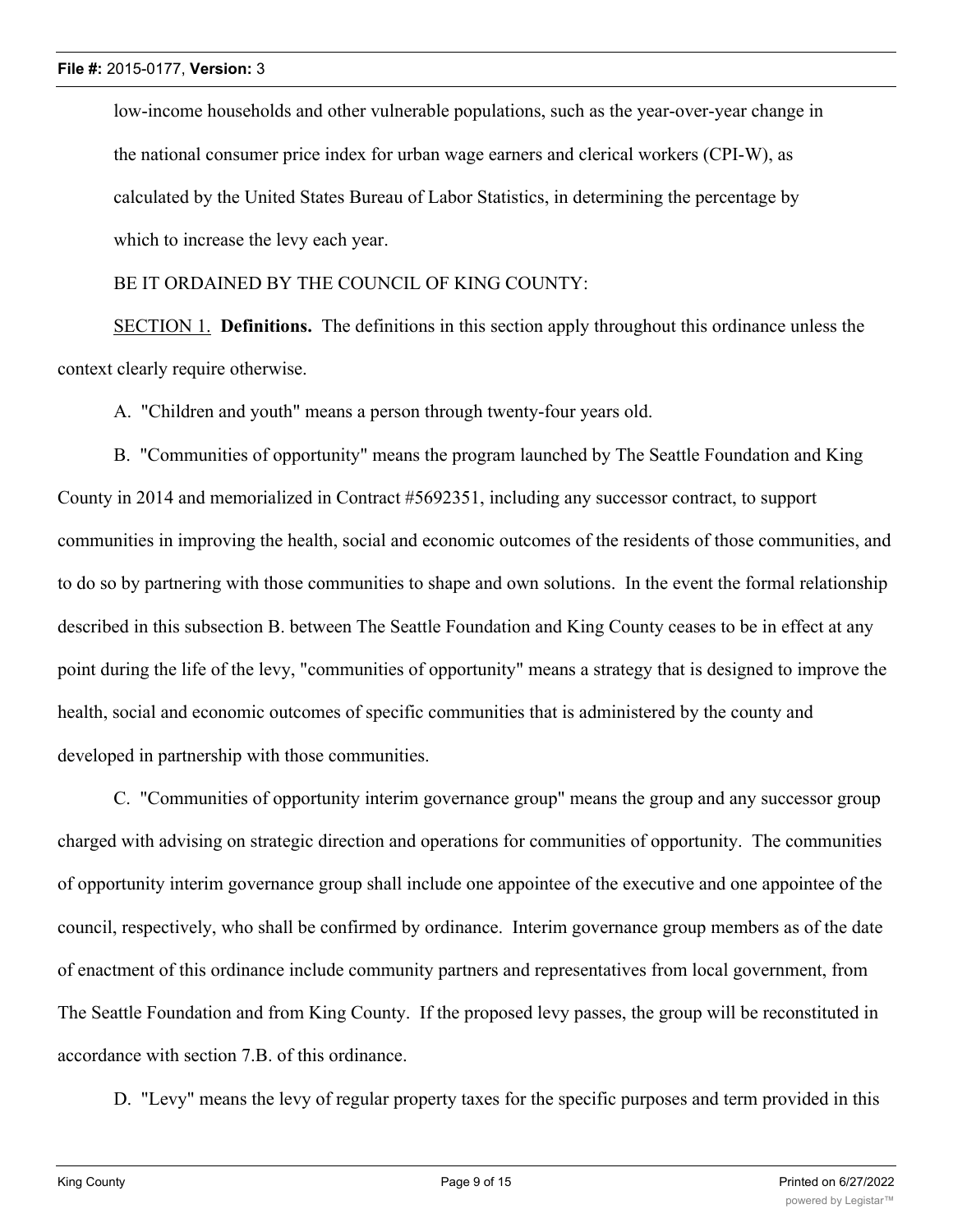low-income households and other vulnerable populations, such as the year-over-year change in the national consumer price index for urban wage earners and clerical workers (CPI-W), as calculated by the United States Bureau of Labor Statistics, in determining the percentage by which to increase the levy each year.

BE IT ORDAINED BY THE COUNCIL OF KING COUNTY:

SECTION 1. **Definitions.** The definitions in this section apply throughout this ordinance unless the context clearly require otherwise.

A. "Children and youth" means a person through twenty-four years old.

B. "Communities of opportunity" means the program launched by The Seattle Foundation and King County in 2014 and memorialized in Contract #5692351, including any successor contract, to support communities in improving the health, social and economic outcomes of the residents of those communities, and to do so by partnering with those communities to shape and own solutions. In the event the formal relationship described in this subsection B. between The Seattle Foundation and King County ceases to be in effect at any point during the life of the levy, "communities of opportunity" means a strategy that is designed to improve the health, social and economic outcomes of specific communities that is administered by the county and developed in partnership with those communities.

C. "Communities of opportunity interim governance group" means the group and any successor group charged with advising on strategic direction and operations for communities of opportunity. The communities of opportunity interim governance group shall include one appointee of the executive and one appointee of the council, respectively, who shall be confirmed by ordinance. Interim governance group members as of the date of enactment of this ordinance include community partners and representatives from local government, from The Seattle Foundation and from King County. If the proposed levy passes, the group will be reconstituted in accordance with section 7.B. of this ordinance.

D. "Levy" means the levy of regular property taxes for the specific purposes and term provided in this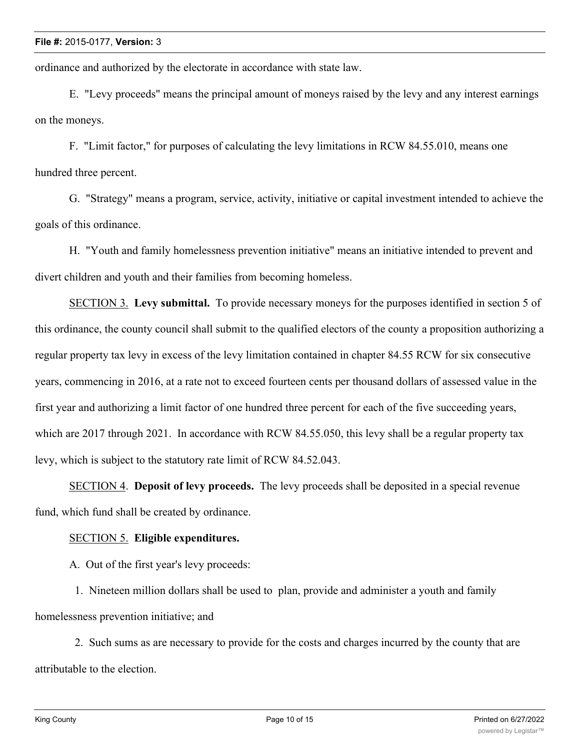ordinance and authorized by the electorate in accordance with state law.

E. "Levy proceeds" means the principal amount of moneys raised by the levy and any interest earnings on the moneys.

F. "Limit factor," for purposes of calculating the levy limitations in RCW 84.55.010, means one hundred three percent.

G. "Strategy" means a program, service, activity, initiative or capital investment intended to achieve the goals of this ordinance.

H. "Youth and family homelessness prevention initiative" means an initiative intended to prevent and divert children and youth and their families from becoming homeless.

SECTION 3. **Levy submittal.** To provide necessary moneys for the purposes identified in section 5 of this ordinance, the county council shall submit to the qualified electors of the county a proposition authorizing a regular property tax levy in excess of the levy limitation contained in chapter 84.55 RCW for six consecutive years, commencing in 2016, at a rate not to exceed fourteen cents per thousand dollars of assessed value in the first year and authorizing a limit factor of one hundred three percent for each of the five succeeding years, which are 2017 through 2021. In accordance with RCW 84.55.050, this levy shall be a regular property tax levy, which is subject to the statutory rate limit of RCW 84.52.043.

SECTION 4. **Deposit of levy proceeds.** The levy proceeds shall be deposited in a special revenue fund, which fund shall be created by ordinance.

SECTION 5. **Eligible expenditures.**

A. Out of the first year's levy proceeds:

1. Nineteen million dollars shall be used to plan, provide and administer a youth and family homelessness prevention initiative; and

2. Such sums as are necessary to provide for the costs and charges incurred by the county that are attributable to the election.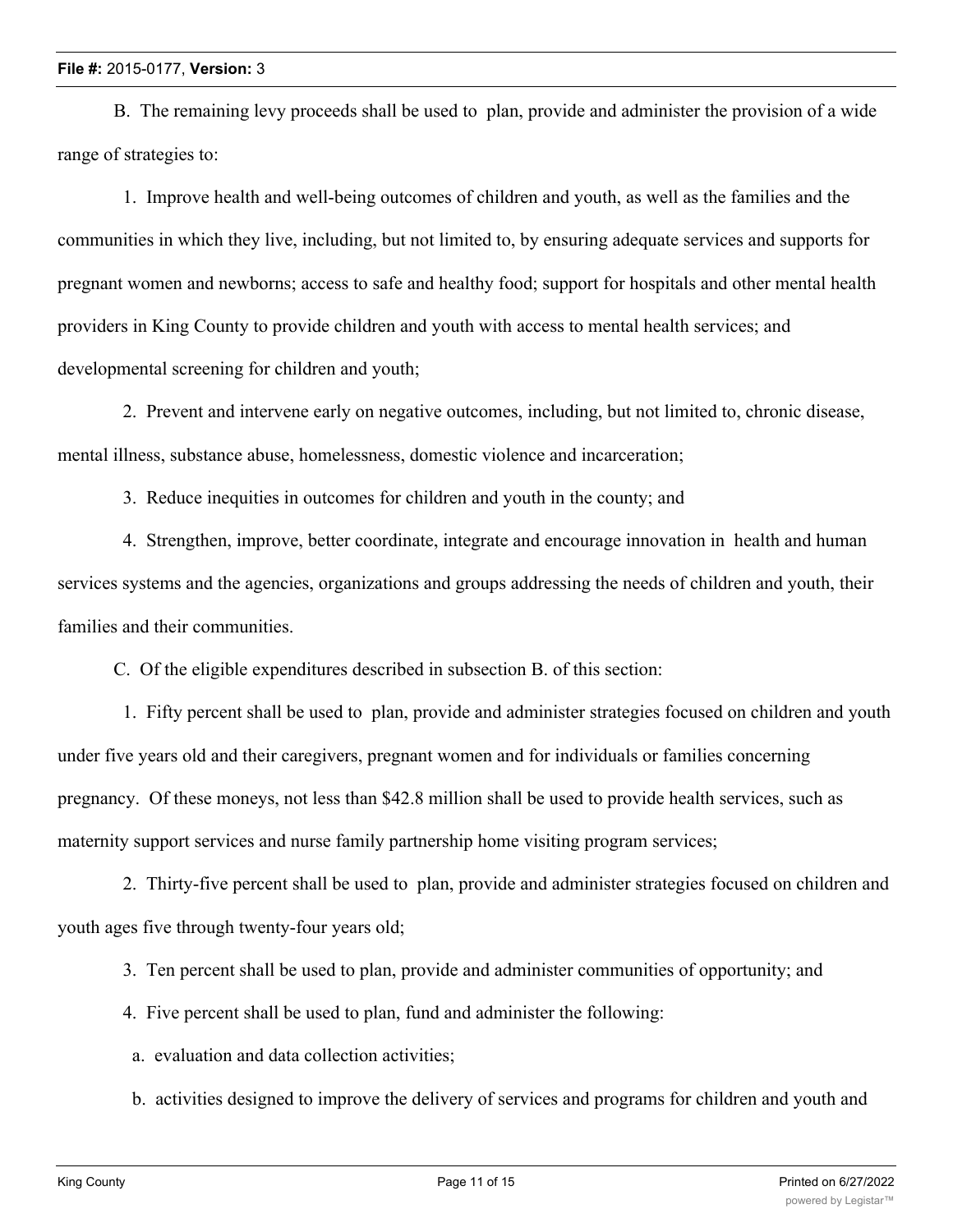B. The remaining levy proceeds shall be used to plan, provide and administer the provision of a wide range of strategies to:

1. Improve health and well-being outcomes of children and youth, as well as the families and the communities in which they live, including, but not limited to, by ensuring adequate services and supports for pregnant women and newborns; access to safe and healthy food; support for hospitals and other mental health providers in King County to provide children and youth with access to mental health services; and developmental screening for children and youth;

2. Prevent and intervene early on negative outcomes, including, but not limited to, chronic disease, mental illness, substance abuse, homelessness, domestic violence and incarceration;

3. Reduce inequities in outcomes for children and youth in the county; and

4. Strengthen, improve, better coordinate, integrate and encourage innovation in health and human services systems and the agencies, organizations and groups addressing the needs of children and youth, their families and their communities.

C. Of the eligible expenditures described in subsection B. of this section:

1. Fifty percent shall be used to plan, provide and administer strategies focused on children and youth under five years old and their caregivers, pregnant women and for individuals or families concerning pregnancy. Of these moneys, not less than $42.8 million shall be used to provide health services, such as maternity support services and nurse family partnership home visiting program services;

2. Thirty-five percent shall be used to plan, provide and administer strategies focused on children and youth ages five through twenty-four years old;

3. Ten percent shall be used to plan, provide and administer communities of opportunity; and

4. Five percent shall be used to plan, fund and administer the following:

a. evaluation and data collection activities;

b. activities designed to improve the delivery of services and programs for children and youth and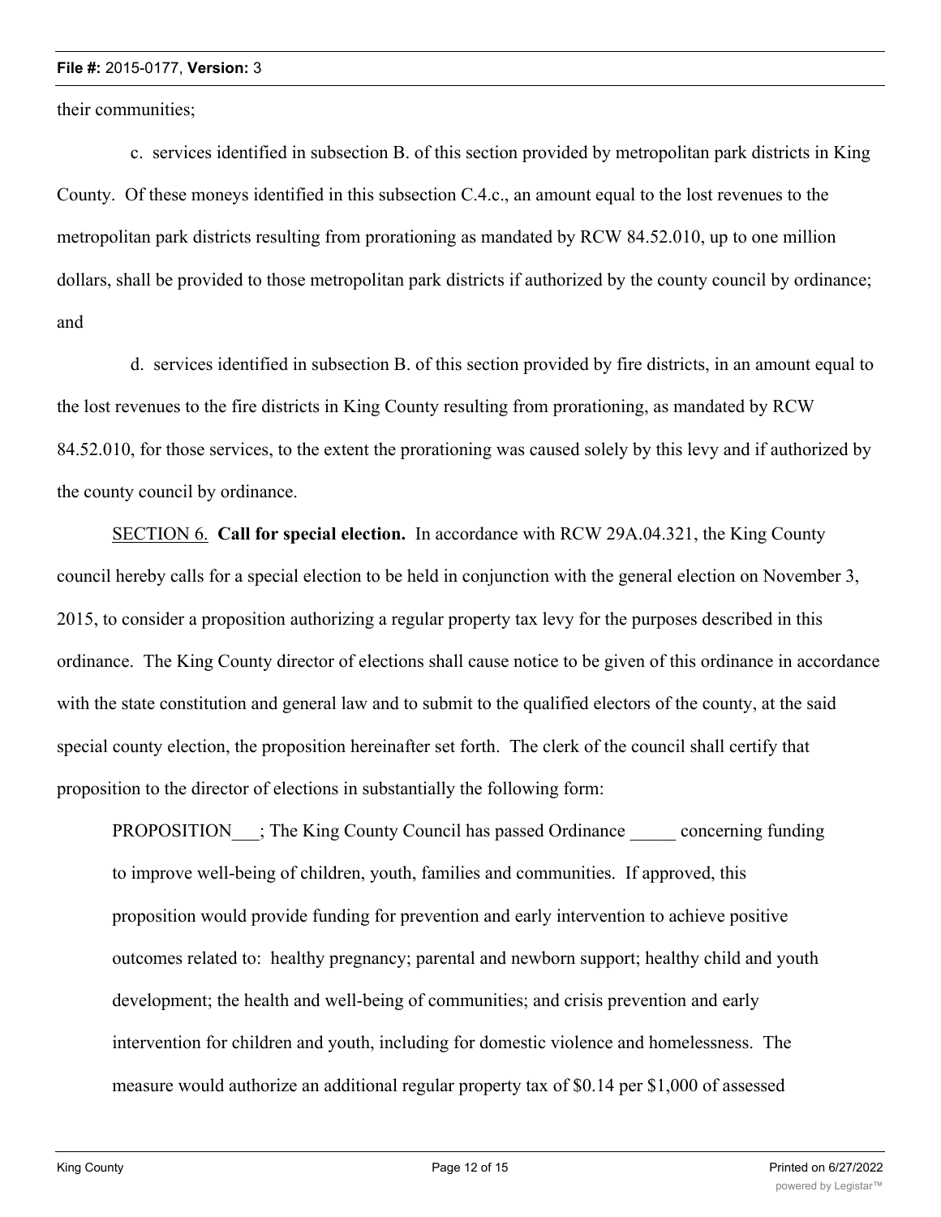their communities;

c. services identified in subsection B. of this section provided by metropolitan park districts in King County. Of these moneys identified in this subsection C.4.c., an amount equal to the lost revenues to the metropolitan park districts resulting from prorationing as mandated by RCW 84.52.010, up to one million dollars, shall be provided to those metropolitan park districts if authorized by the county council by ordinance; and

d. services identified in subsection B. of this section provided by fire districts, in an amount equal to the lost revenues to the fire districts in King County resulting from prorationing, as mandated by RCW 84.52.010, for those services, to the extent the prorationing was caused solely by this levy and if authorized by the county council by ordinance.

SECTION 6. **Call for special election.** In accordance with RCW 29A.04.321, the King County council hereby calls for a special election to be held in conjunction with the general election on November 3, 2015, to consider a proposition authorizing a regular property tax levy for the purposes described in this ordinance. The King County director of elections shall cause notice to be given of this ordinance in accordance with the state constitution and general law and to submit to the qualified electors of the county, at the said special county election, the proposition hereinafter set forth. The clerk of the council shall certify that proposition to the director of elections in substantially the following form:

> PROPOSITION___; The King County Council has passed Ordinance _____ concerning funding to improve well-being of children, youth, families and communities. If approved, this proposition would provide funding for prevention and early intervention to achieve positive outcomes related to: healthy pregnancy; parental and newborn support; healthy child and youth development; the health and well-being of communities; and crisis prevention and early intervention for children and youth, including for domestic violence and homelessness. The measure would authorize an additional regular property tax of $0.14 per $1,000 of assessed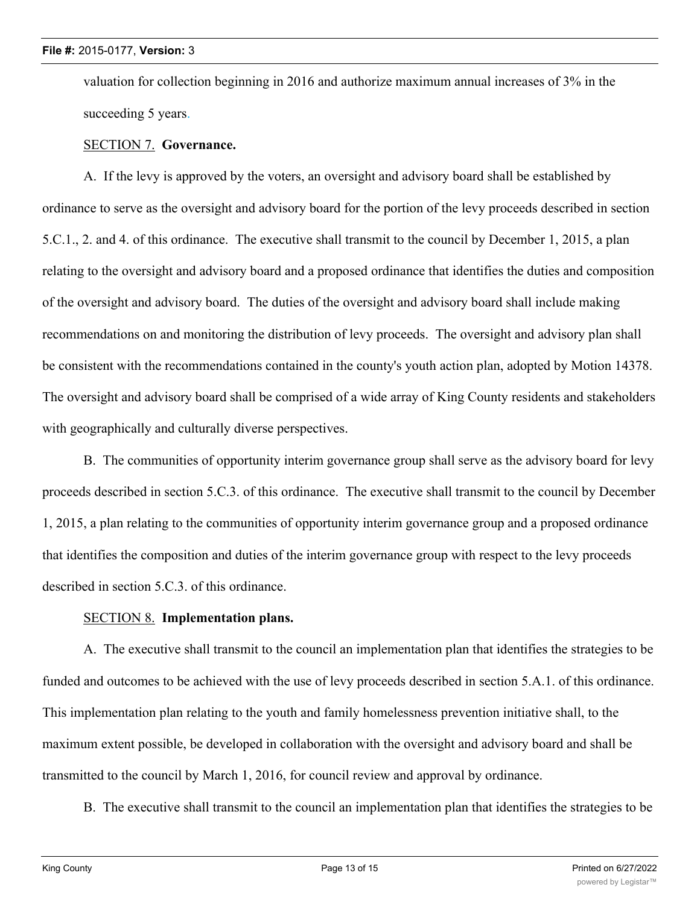valuation for collection beginning in 2016 and authorize maximum annual increases of 3% in the succeeding 5 years.

SECTION 7. **Governance.**

A. If the levy is approved by the voters, an oversight and advisory board shall be established by ordinance to serve as the oversight and advisory board for the portion of the levy proceeds described in section 5.C.1., 2. and 4. of this ordinance. The executive shall transmit to the council by December 1, 2015, a plan relating to the oversight and advisory board and a proposed ordinance that identifies the duties and composition of the oversight and advisory board. The duties of the oversight and advisory board shall include making recommendations on and monitoring the distribution of levy proceeds. The oversight and advisory plan shall be consistent with the recommendations contained in the county's youth action plan, adopted by Motion 14378. The oversight and advisory board shall be comprised of a wide array of King County residents and stakeholders with geographically and culturally diverse perspectives.

B. The communities of opportunity interim governance group shall serve as the advisory board for levy proceeds described in section 5.C.3. of this ordinance. The executive shall transmit to the council by December 1, 2015, a plan relating to the communities of opportunity interim governance group and a proposed ordinance that identifies the composition and duties of the interim governance group with respect to the levy proceeds described in section 5.C.3. of this ordinance.

SECTION 8. **Implementation plans.**

A. The executive shall transmit to the council an implementation plan that identifies the strategies to be funded and outcomes to be achieved with the use of levy proceeds described in section 5.A.1. of this ordinance. This implementation plan relating to the youth and family homelessness prevention initiative shall, to the maximum extent possible, be developed in collaboration with the oversight and advisory board and shall be transmitted to the council by March 1, 2016, for council review and approval by ordinance.

B. The executive shall transmit to the council an implementation plan that identifies the strategies to be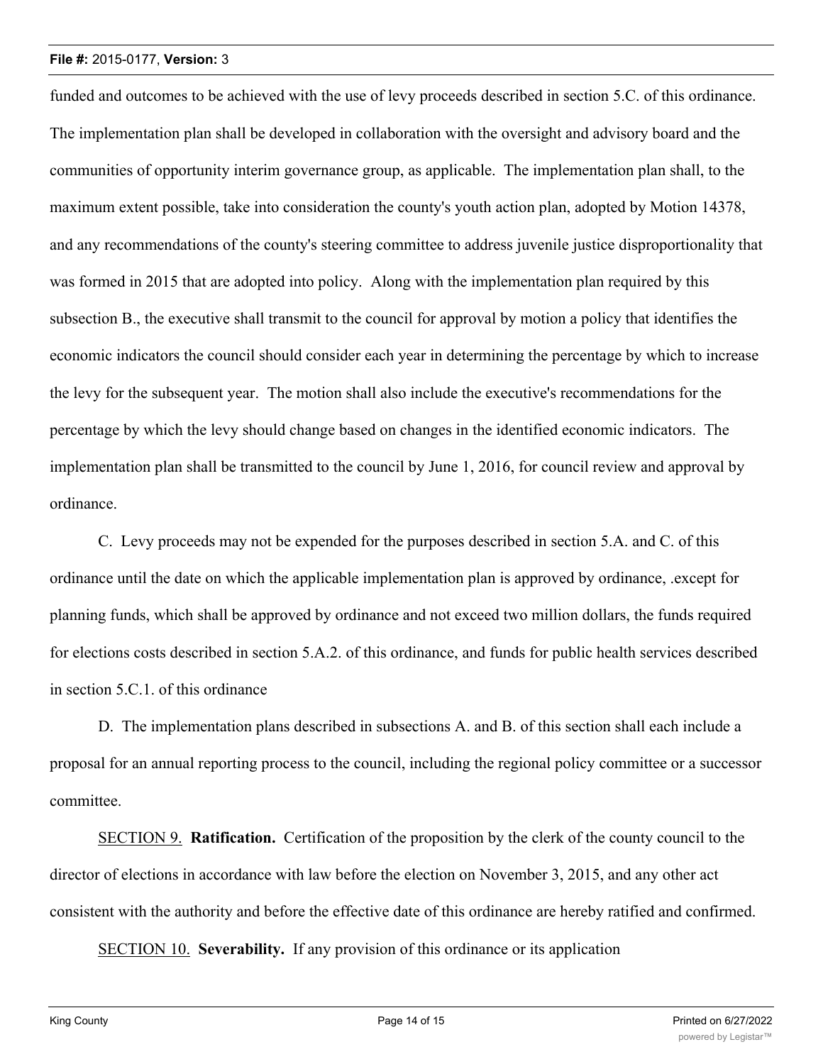funded and outcomes to be achieved with the use of levy proceeds described in section 5.C. of this ordinance. The implementation plan shall be developed in collaboration with the oversight and advisory board and the communities of opportunity interim governance group, as applicable. The implementation plan shall, to the maximum extent possible, take into consideration the county's youth action plan, adopted by Motion 14378, and any recommendations of the county's steering committee to address juvenile justice disproportionality that was formed in 2015 that are adopted into policy. Along with the implementation plan required by this subsection B., the executive shall transmit to the council for approval by motion a policy that identifies the economic indicators the council should consider each year in determining the percentage by which to increase the levy for the subsequent year. The motion shall also include the executive's recommendations for the percentage by which the levy should change based on changes in the identified economic indicators. The implementation plan shall be transmitted to the council by June 1, 2016, for council review and approval by ordinance.

C. Levy proceeds may not be expended for the purposes described in section 5.A. and C. of this ordinance until the date on which the applicable implementation plan is approved by ordinance, .except for planning funds, which shall be approved by ordinance and not exceed two million dollars, the funds required for elections costs described in section 5.A.2. of this ordinance, and funds for public health services described in section 5.C.1. of this ordinance

D. The implementation plans described in subsections A. and B. of this section shall each include a proposal for an annual reporting process to the council, including the regional policy committee or a successor committee.

SECTION 9. **Ratification.** Certification of the proposition by the clerk of the county council to the director of elections in accordance with law before the election on November 3, 2015, and any other act consistent with the authority and before the effective date of this ordinance are hereby ratified and confirmed.

SECTION 10. **Severability.** If any provision of this ordinance or its application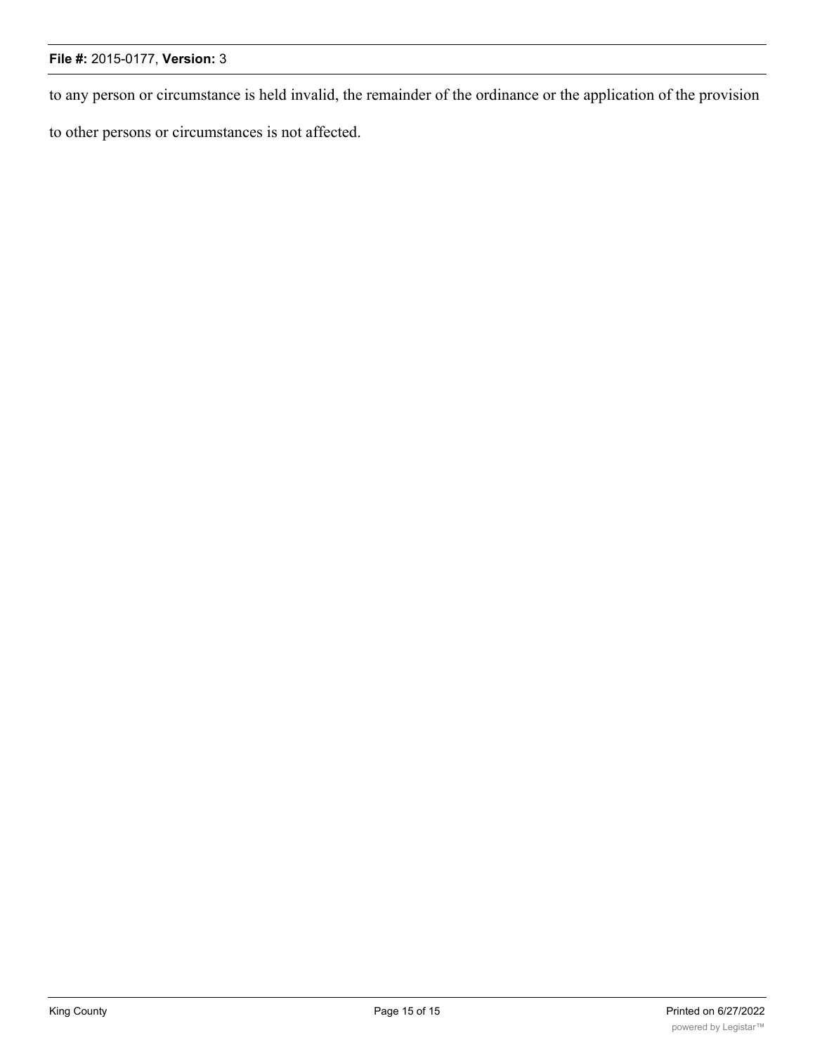to any person or circumstance is held invalid, the remainder of the ordinance or the application of the provision to other persons or circumstances is not affected.